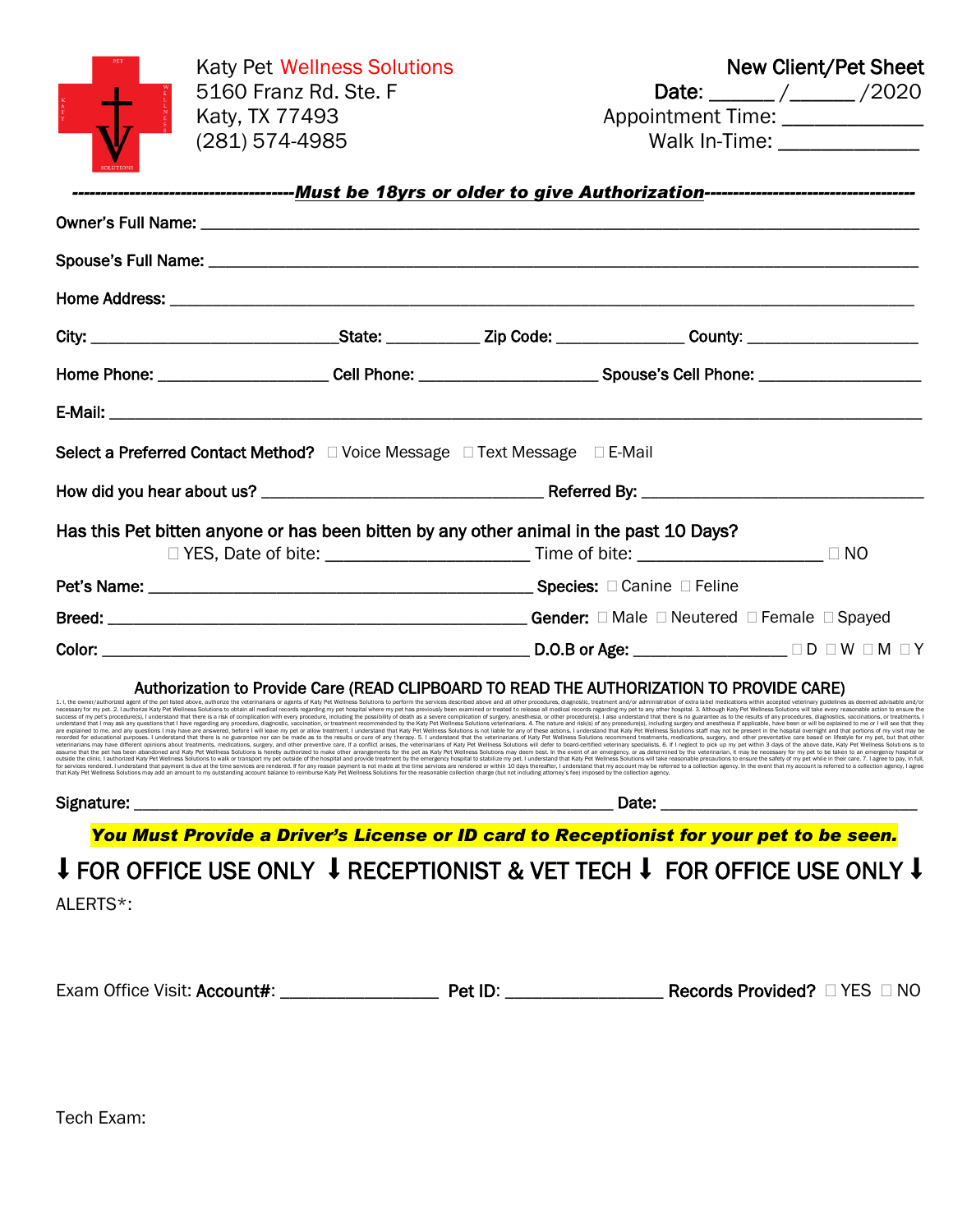Katy Pet Wellness Solutions
5160 Franz Rd. Ste. F
Katy, TX 77493
(281) 574-4985

**New Client/Pet Sheet**
**Date:** ______/______/2020
Appointment Time: ____________
Walk In-Time: ____________

-------------------------------------***Must be 18yrs or older to give Authorization***-----------------------------------

Owner's Full Name: ______________________________________________________________

Spouse's Full Name: ______________________________________________________________

Home Address: ______________________________________________________________

City: ____________________ State: __________ Zip Code: ______________ County: __________________

Home Phone: ________________ Cell Phone: __________________ Spouse's Cell Phone: ________________

E-Mail: ______________________________________________________________

Select a Preferred Contact Method? ☐ Voice Message ☐ Text Message ☐ E-Mail

How did you hear about us? ____________________________ Referred By: ____________________________

Has this Pet bitten anyone or has been bitten by any other animal in the past 10 Days?
☐ YES, Date of bite: ____________________ Time of bite: __________________ ☐ NO

Pet's Name: ________________________________________ Species: ☐ Canine ☐ Feline

Breed: ________________________________________ Gender: ☐ Male ☐ Neutered ☐ Female ☐ Spayed

Color: ________________________________________ D.O.B or Age: ________________ ☐ D ☐ W ☐ M ☐ Y

## Authorization to Provide Care (READ CLIPBOARD TO READ THE AUTHORIZATION TO PROVIDE CARE)

1. I, the owner/authorized agent of the pet listed above, authorize the veterinarians or agents of Katy Pet Wellness Solutions to perform the services described above and all other procedures, diagnostic, treatment and/or administration of extra label medications within accepted veterinary guidelines as deemed advisable and/or necessary for my pet. 2. I authorize Katy Pet Wellness Solutions to obtain all medical records regarding my pet hospital where my pet has previously been examined or treated to release all medical records regarding my pet to any other hospital. 3. Although Katy Pet Wellness Solutions will take every reasonable action to ensure the success of my pet's procedure(s), I understand that there is a risk of complication with every procedure, including the possibility of death as a severe complication of surgery, anesthesia, or other procedure(s). I also understand that there is no guarantee as to the results of any procedures, diagnostics, vaccinations, or treatments. I understand that I may ask any questions that I have regarding any procedure, diagnostic, vaccination, or treatment recommended by the Katy Pet Wellness Solutions veterinarians. 4. The nature and risk(s) of any procedure(s), including surgery and anesthesia if applicable, have been or will be explained to me or I will see that they are explained to me, and any questions I may have are answered, before I will leave my pet or allow treatment. I understand that Katy Pet Wellness Solutions is not liable for any of these actions. I understand that Katy Pet Wellness Solutions staff may not be present in the hospital overnight and that portions of my visit may be recorded for educational purposes. I understand that there is no guarantee nor can be made as to the results or cure of any therapy. 5. I understand that the veterinarians of Katy Pet Wellness Solutions recommend treatments, medications, surgery, and other preventative care based on lifestyle for my pet, but that other veterinarians may have different opinions about treatments, medications, surgery, and other preventive care. If a conflict arises, the veterinarians of Katy Pet Wellness Solutions will defer to board-certified veterinary specialists. 6. If I neglect to pick up my pet within 3 days of the above date, Katy Pet Wellness Solutions is to assume that the pet has been abandoned and Katy Pet Wellness Solutions is hereby authorized to make other arrangements for the pet as Katy Pet Wellness Solutions may deem best. In the event of an emergency, or as determined by the veterinarian, it may be necessary for my pet to be taken to an emergency hospital or outside the clinic. I authorized Katy Pet Wellness Solutions to walk or transport my pet outside of the hospital and provide treatment by the emergency hospital to stabilize my pet. I understand that Katy Pet Wellness Solutions will take reasonable precautions to ensure the safety of my pet while in their care. 7. I agree to pay, in full, for services rendered. I understand that payment is due at the time services are rendered. If for any reason payment is not made at the time services are rendered or within 10 days thereafter, I understand that my account may be referred to a collection agency. In the event that my account is referred to a collection agency, I agree that Katy Pet Wellness Solutions may add an amount to my outstanding account balance to reimburse Katy Pet Wellness Solutions for the reasonable collection charge (but not including attorney's fee) imposed by the collection agency.

Signature: ____________________________________________ Date: ______________________

***You Must Provide a Driver's License or ID card to Receptionist for your pet to be seen.***

## ⬇ FOR OFFICE USE ONLY ⬇ RECEPTIONIST & VET TECH ⬇ FOR OFFICE USE ONLY ⬇

ALERTS*:

Exam Office Visit: **Account#:** ______________ **Pet ID:** ______________ **Records Provided?** ☐ YES ☐ NO

Tech Exam: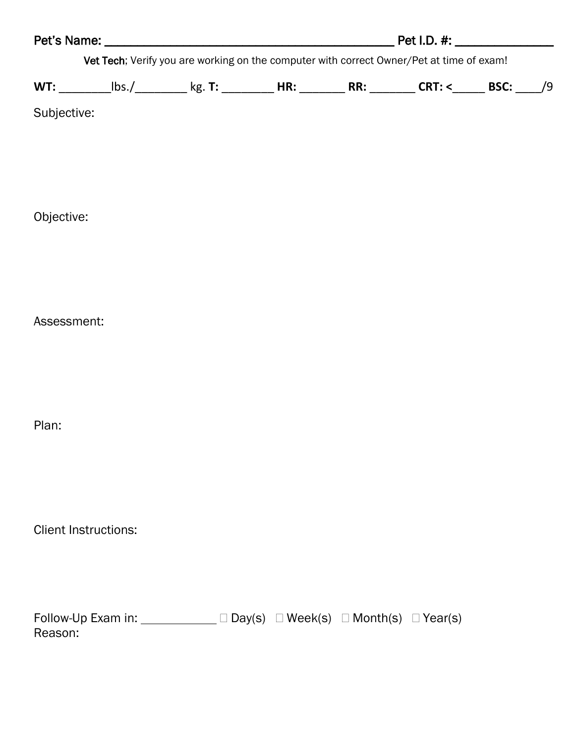**Pet's Name:** ____________________________________________ **Pet I.D. #:** _______________

**Vet Tech**; Verify you are working on the computer with correct Owner/Pet at time of exam!

**WT:** ________lbs./________ kg. **T:** ________ **HR:** _______ **RR:** _______ **CRT: <**_____ **BSC:** ____/9

Subjective:

Objective:

Assessment:

Plan:

Client Instructions:

Follow-Up Exam in: ___________ ☐ Day(s) ☐ Week(s) ☐ Month(s) ☐ Year(s)
Reason: